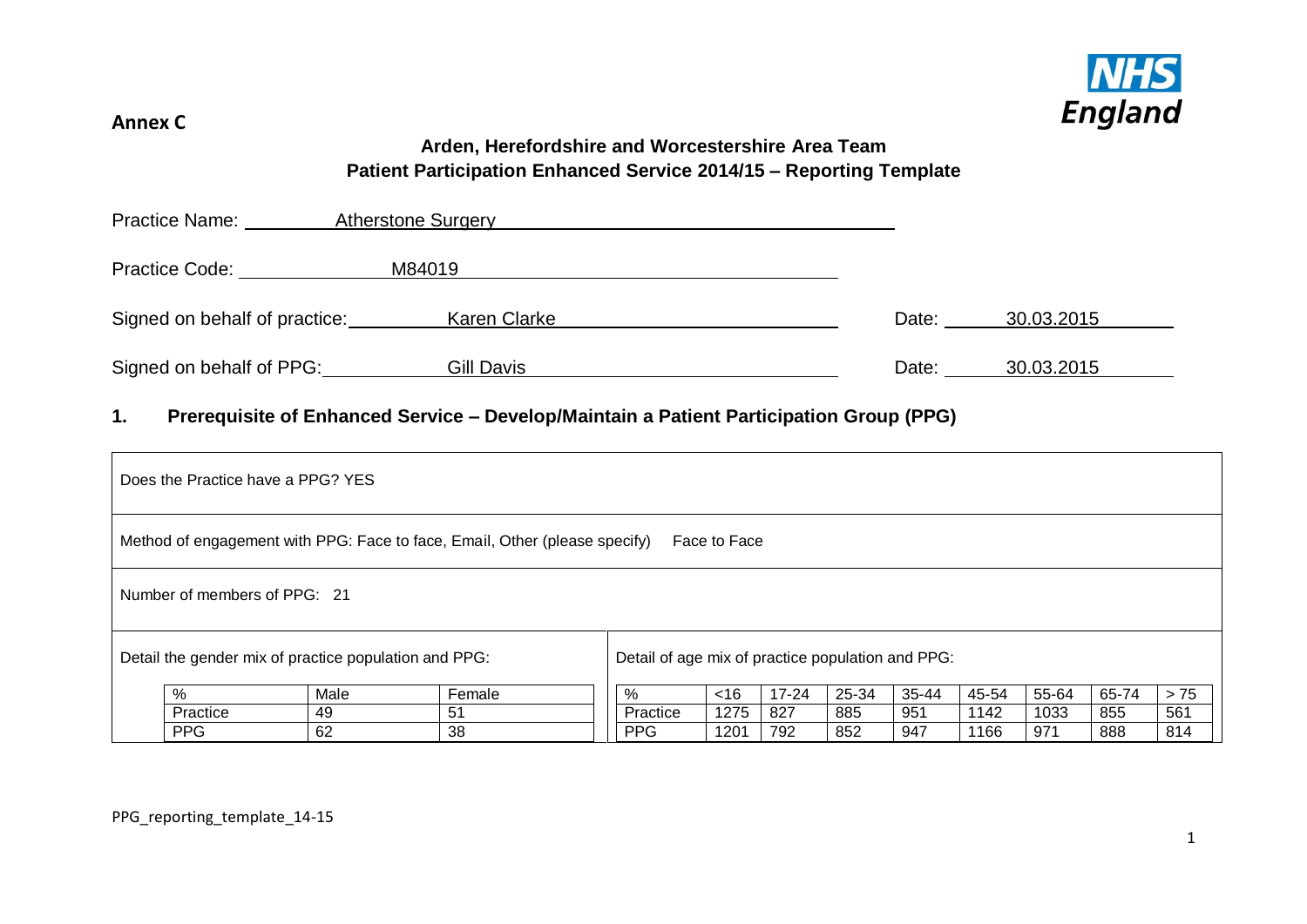**Annex C**

NHS England

## Arden, Herefordshire and Worcestershire Area Team
## Patient Participation Enhanced Service 2014/15 – Reporting Template

Practice Name: Atherstone Surgery

Practice Code: M84019

Signed on behalf of practice: Karen Clarke    Date: 30.03.2015

Signed on behalf of PPG: Gill Davis    Date: 30.03.2015

### 1. Prerequisite of Enhanced Service – Develop/Maintain a Patient Participation Group (PPG)

Does the Practice have a PPG? YES

Method of engagement with PPG: Face to face, Email, Other (please specify)   Face to Face

Number of members of PPG: 21

Detail the gender mix of practice population and PPG:

| % | Male | Female |
|---|---|---|
| Practice | 49 | 51 |
| PPG | 62 | 38 |

Detail of age mix of practice population and PPG:

| % | <16 | 17-24 | 25-34 | 35-44 | 45-54 | 55-64 | 65-74 | > 75 |
|---|---|---|---|---|---|---|---|---|
| Practice | 1275 | 827 | 885 | 951 | 1142 | 1033 | 855 | 561 |
| PPG | 1201 | 792 | 852 | 947 | 1166 | 971 | 888 | 814 |

PPG_reporting_template_14-15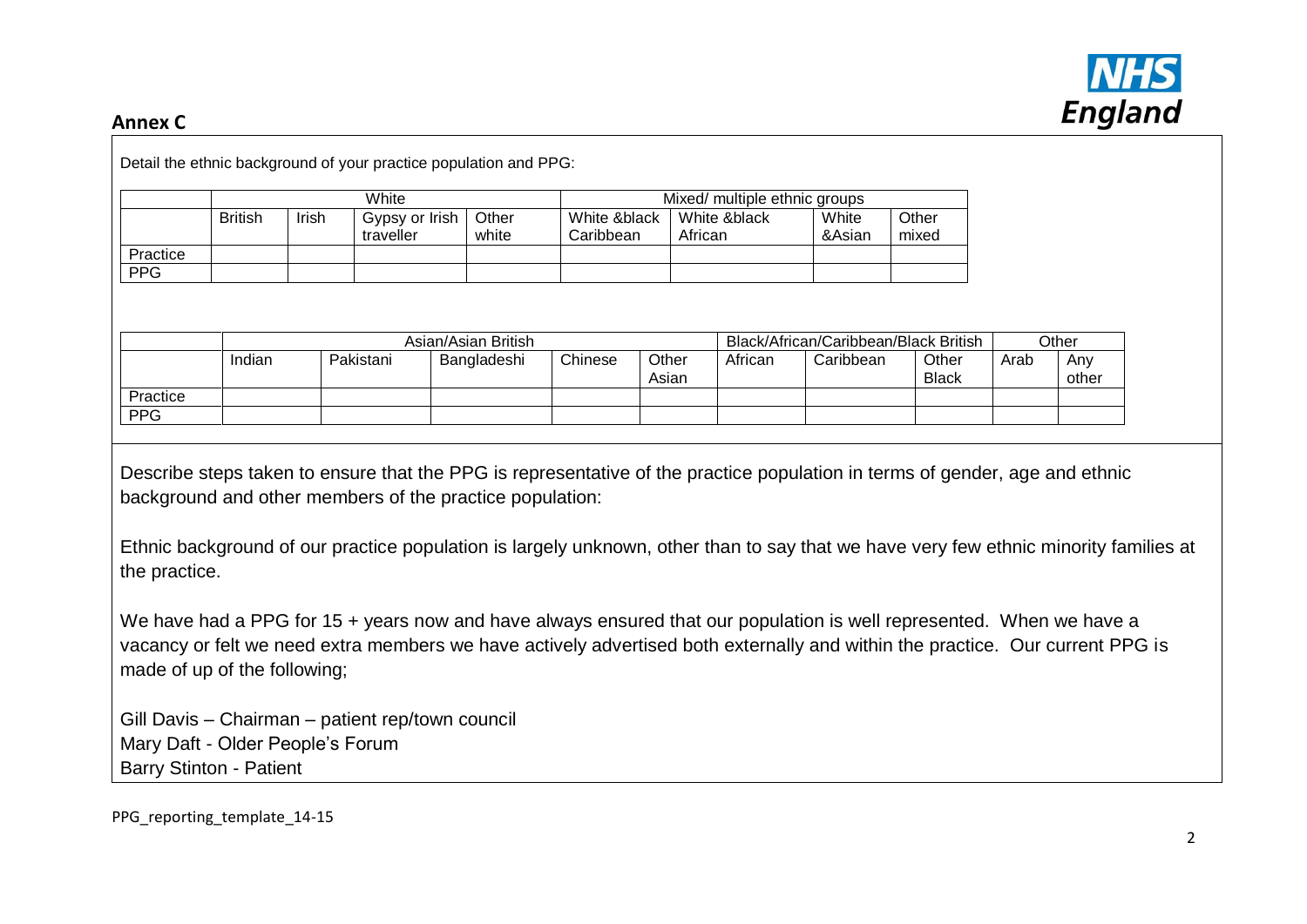## Annex C

Detail the ethnic background of your practice population and PPG:

| | White | | | | Mixed/ multiple ethnic groups | | | |
|---|---|---|---|---|---|---|---|---|
| | British | Irish | Gypsy or Irish traveller | Other white | White &black Caribbean | White &black African | White &Asian | Other mixed |
| Practice | | | | | | | | |
| PPG | | | | | | | | |

| | Asian/Asian British | | | | | Black/African/Caribbean/Black British | | | Other | |
|---|---|---|---|---|---|---|---|---|---|---|
| | Indian | Pakistani | Bangladeshi | Chinese | Other Asian | African | Caribbean | Other Black | Arab | Any other |
| Practice | | | | | | | | | | |
| PPG | | | | | | | | | | |

Describe steps taken to ensure that the PPG is representative of the practice population in terms of gender, age and ethnic background and other members of the practice population:

Ethnic background of our practice population is largely unknown, other than to say that we have very few ethnic minority families at the practice.

We have had a PPG for 15 + years now and have always ensured that our population is well represented. When we have a vacancy or felt we need extra members we have actively advertised both externally and within the practice. Our current PPG is made of up of the following;

Gill Davis – Chairman – patient rep/town council
Mary Daft - Older People's Forum
Barry Stinton - Patient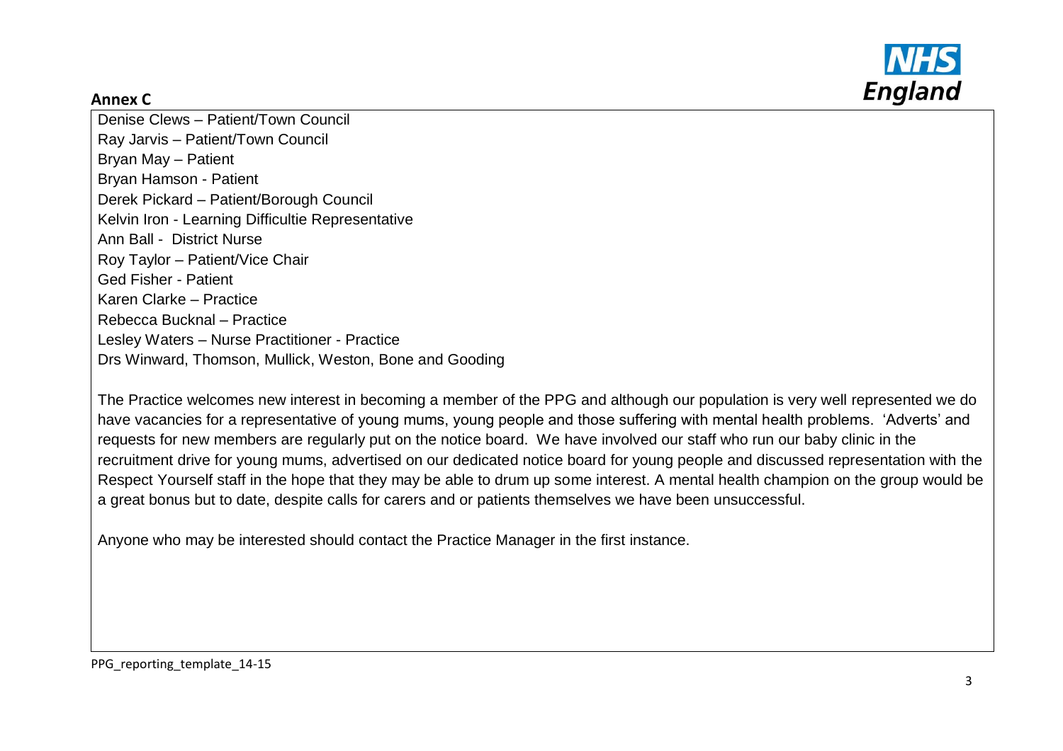## Annex C

Denise Clews – Patient/Town Council
Ray Jarvis – Patient/Town Council
Bryan May – Patient
Bryan Hamson - Patient
Derek Pickard – Patient/Borough Council
Kelvin Iron - Learning Difficultie Representative
Ann Ball - District Nurse
Roy Taylor – Patient/Vice Chair
Ged Fisher - Patient
Karen Clarke – Practice
Rebecca Bucknal – Practice
Lesley Waters – Nurse Practitioner - Practice
Drs Winward, Thomson, Mullick, Weston, Bone and Gooding

The Practice welcomes new interest in becoming a member of the PPG and although our population is very well represented we do have vacancies for a representative of young mums, young people and those suffering with mental health problems. 'Adverts' and requests for new members are regularly put on the notice board. We have involved our staff who run our baby clinic in the recruitment drive for young mums, advertised on our dedicated notice board for young people and discussed representation with the Respect Yourself staff in the hope that they may be able to drum up some interest. A mental health champion on the group would be a great bonus but to date, despite calls for carers and or patients themselves we have been unsuccessful.

Anyone who may be interested should contact the Practice Manager in the first instance.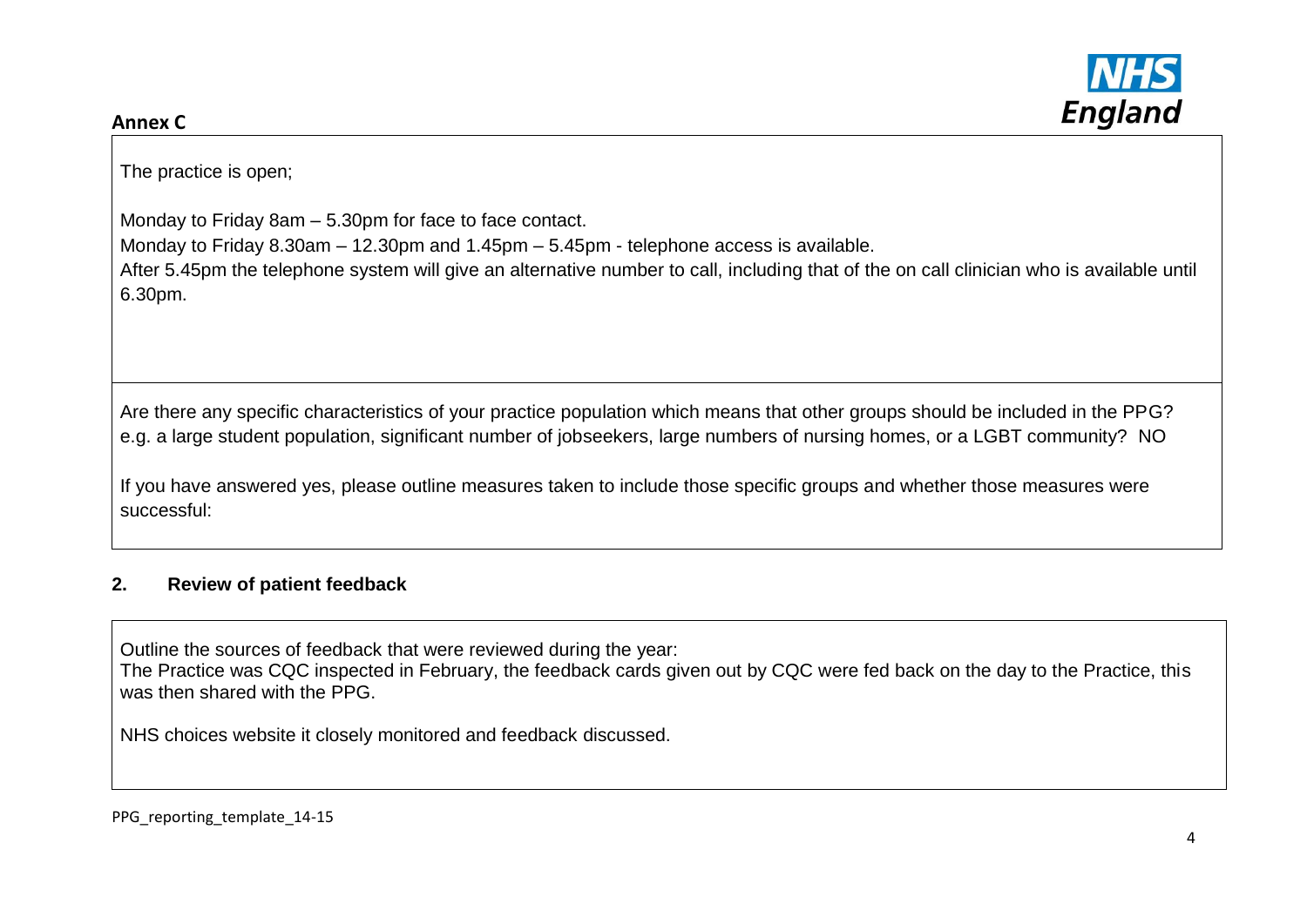**Annex C**

The practice is open;

Monday to Friday 8am – 5.30pm for face to face contact.
Monday to Friday 8.30am – 12.30pm and 1.45pm – 5.45pm - telephone access is available.
After 5.45pm the telephone system will give an alternative number to call, including that of the on call clinician who is available until 6.30pm.

Are there any specific characteristics of your practice population which means that other groups should be included in the PPG? e.g. a large student population, significant number of jobseekers, large numbers of nursing homes, or a LGBT community? NO

If you have answered yes, please outline measures taken to include those specific groups and whether those measures were successful:

## 2. Review of patient feedback

Outline the sources of feedback that were reviewed during the year:
The Practice was CQC inspected in February, the feedback cards given out by CQC were fed back on the day to the Practice, this was then shared with the PPG.

NHS choices website it closely monitored and feedback discussed.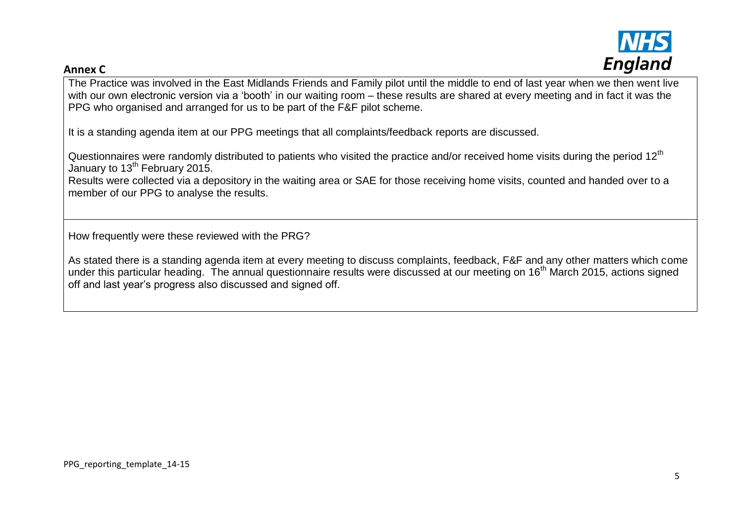**Annex C**

The Practice was involved in the East Midlands Friends and Family pilot until the middle to end of last year when we then went live with our own electronic version via a 'booth' in our waiting room – these results are shared at every meeting and in fact it was the PPG who organised and arranged for us to be part of the F&F pilot scheme.

It is a standing agenda item at our PPG meetings that all complaints/feedback reports are discussed.

Questionnaires were randomly distributed to patients who visited the practice and/or received home visits during the period 12th January to 13th February 2015.
Results were collected via a depository in the waiting area or SAE for those receiving home visits, counted and handed over to a member of our PPG to analyse the results.

How frequently were these reviewed with the PRG?

As stated there is a standing agenda item at every meeting to discuss complaints, feedback, F&F and any other matters which come under this particular heading. The annual questionnaire results were discussed at our meeting on 16th March 2015, actions signed off and last year's progress also discussed and signed off.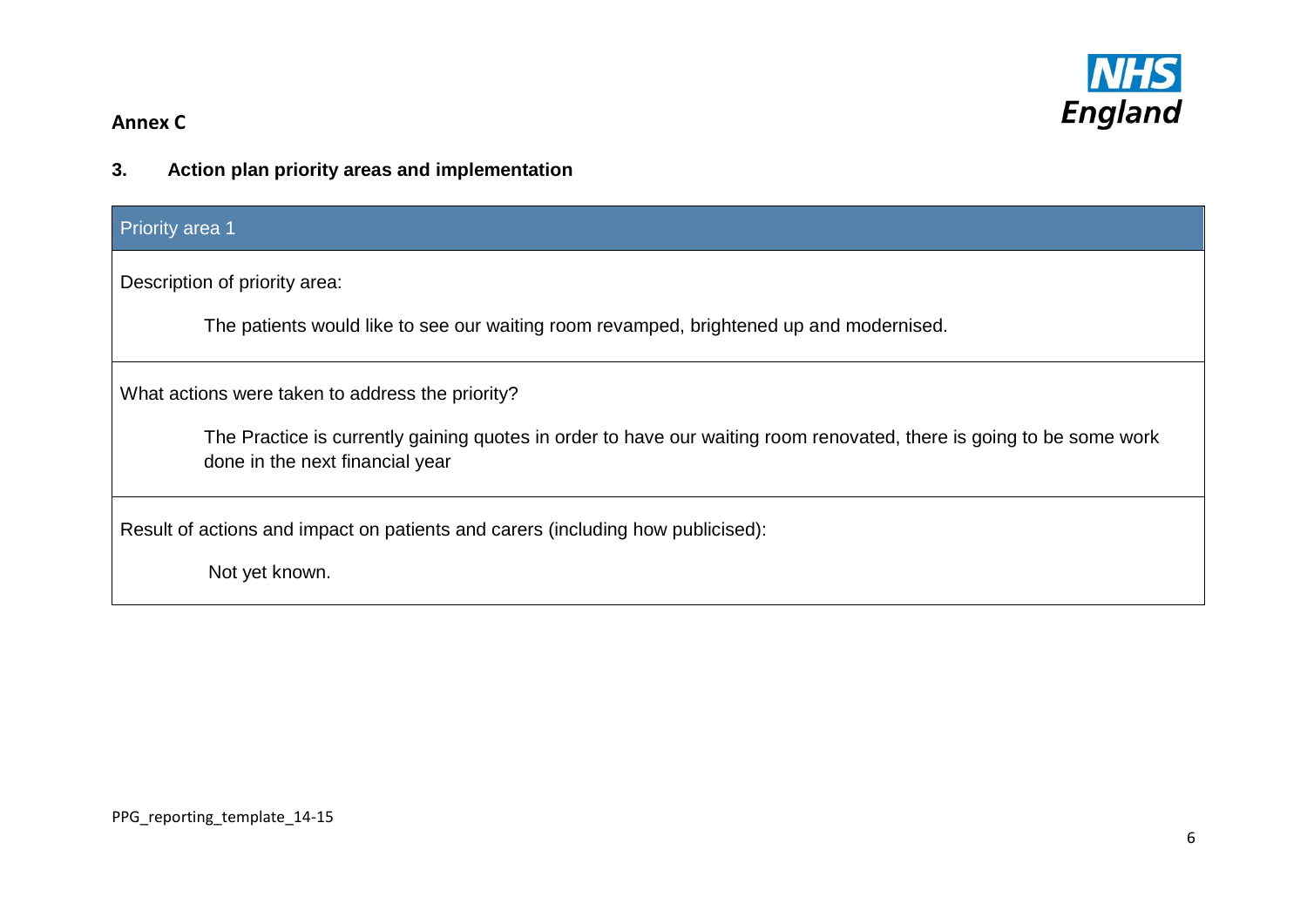**Annex C**

## 3. Action plan priority areas and implementation

| Priority area 1 |
|---|
| Description of priority area:<br><br>The patients would like to see our waiting room revamped, brightened up and modernised. |
| What actions were taken to address the priority?<br><br>The Practice is currently gaining quotes in order to have our waiting room renovated, there is going to be some work done in the next financial year |
| Result of actions and impact on patients and carers (including how publicised):<br><br>Not yet known. |

PPG_reporting_template_14-15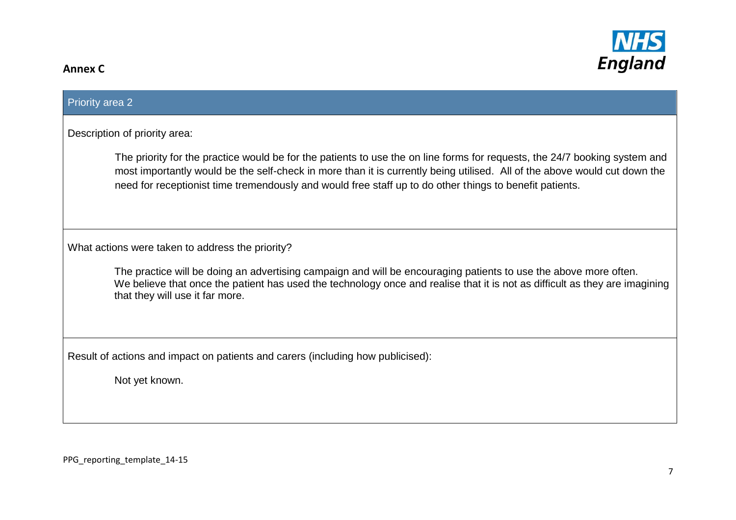**Annex C**

## Priority area 2

Description of priority area:

The priority for the practice would be for the patients to use the on line forms for requests, the 24/7 booking system and most importantly would be the self-check in more than it is currently being utilised. All of the above would cut down the need for receptionist time tremendously and would free staff up to do other things to benefit patients.

What actions were taken to address the priority?

The practice will be doing an advertising campaign and will be encouraging patients to use the above more often. We believe that once the patient has used the technology once and realise that it is not as difficult as they are imagining that they will use it far more.

Result of actions and impact on patients and carers (including how publicised):

Not yet known.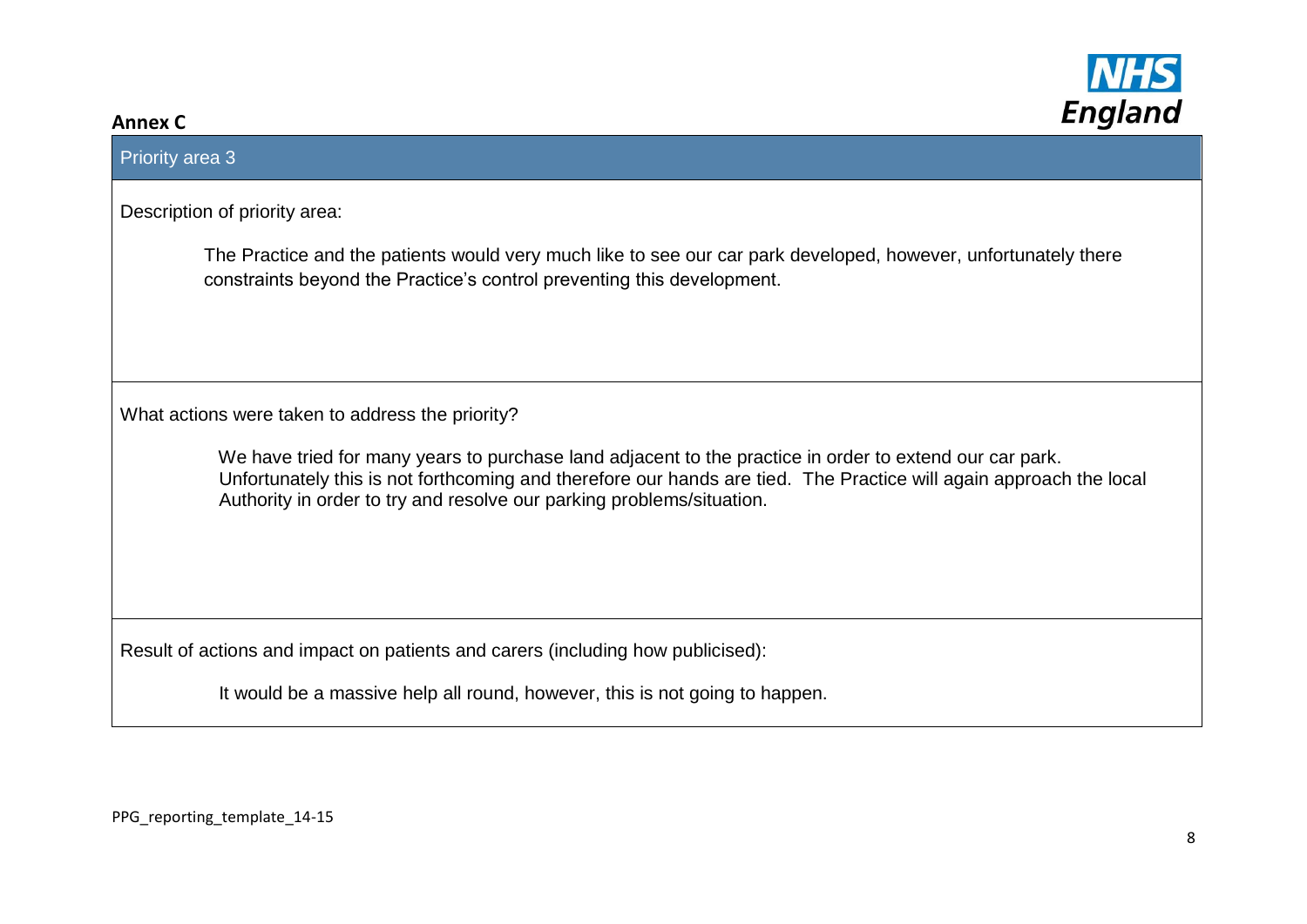**Annex C**

## Priority area 3

Description of priority area:

The Practice and the patients would very much like to see our car park developed, however, unfortunately there constraints beyond the Practice's control preventing this development.

What actions were taken to address the priority?

We have tried for many years to purchase land adjacent to the practice in order to extend our car park. Unfortunately this is not forthcoming and therefore our hands are tied. The Practice will again approach the local Authority in order to try and resolve our parking problems/situation.

Result of actions and impact on patients and carers (including how publicised):

It would be a massive help all round, however, this is not going to happen.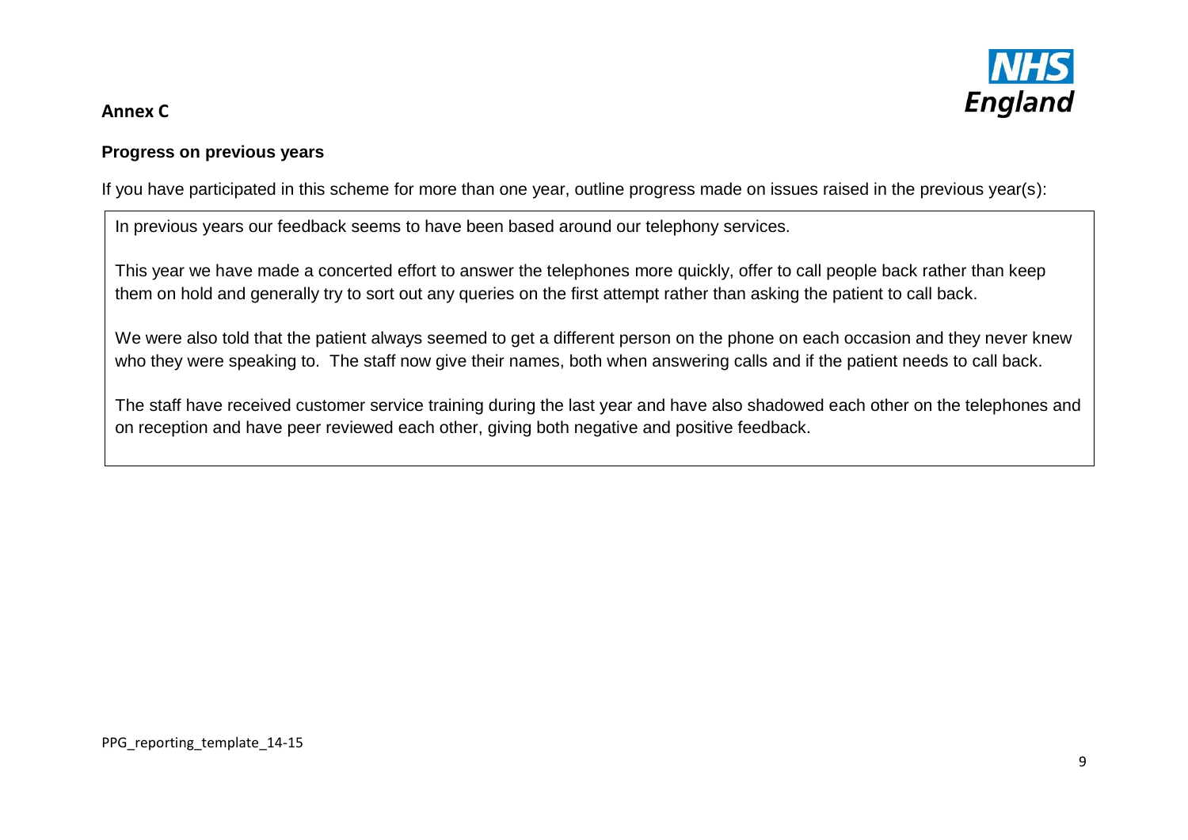**Annex C**

**Progress on previous years**

If you have participated in this scheme for more than one year, outline progress made on issues raised in the previous year(s):

> In previous years our feedback seems to have been based around our telephony services.
>
> This year we have made a concerted effort to answer the telephones more quickly, offer to call people back rather than keep them on hold and generally try to sort out any queries on the first attempt rather than asking the patient to call back.
>
> We were also told that the patient always seemed to get a different person on the phone on each occasion and they never knew who they were speaking to. The staff now give their names, both when answering calls and if the patient needs to call back.
>
> The staff have received customer service training during the last year and have also shadowed each other on the telephones and on reception and have peer reviewed each other, giving both negative and positive feedback.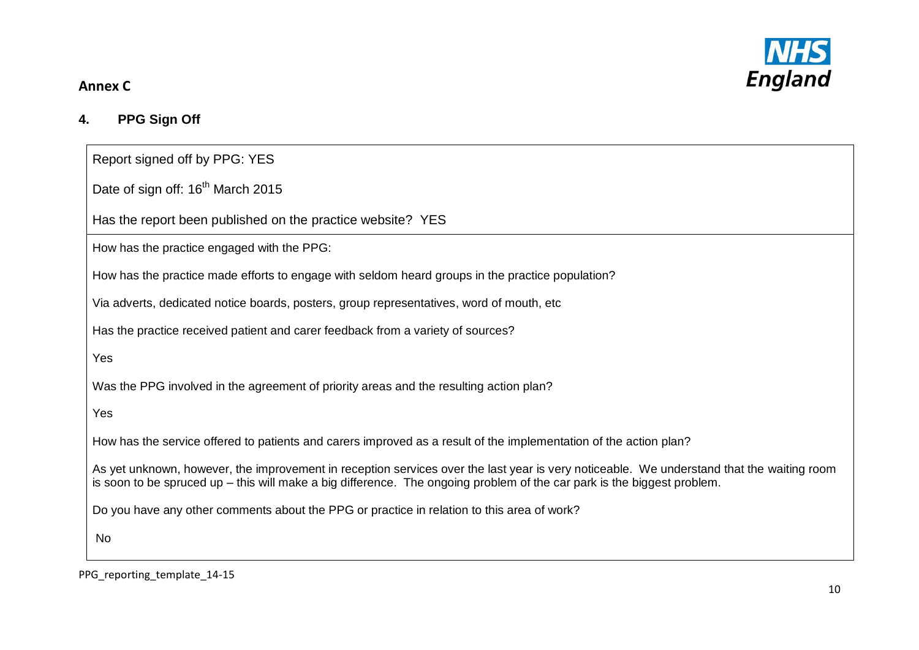**Annex C**

## 4. PPG Sign Off

Report signed off by PPG: YES

Date of sign off: 16th March 2015

Has the report been published on the practice website? YES

How has the practice engaged with the PPG:

How has the practice made efforts to engage with seldom heard groups in the practice population?

Via adverts, dedicated notice boards, posters, group representatives, word of mouth, etc

Has the practice received patient and carer feedback from a variety of sources?

Yes

Was the PPG involved in the agreement of priority areas and the resulting action plan?

Yes

How has the service offered to patients and carers improved as a result of the implementation of the action plan?

As yet unknown, however, the improvement in reception services over the last year is very noticeable. We understand that the waiting room is soon to be spruced up – this will make a big difference. The ongoing problem of the car park is the biggest problem.

Do you have any other comments about the PPG or practice in relation to this area of work?

No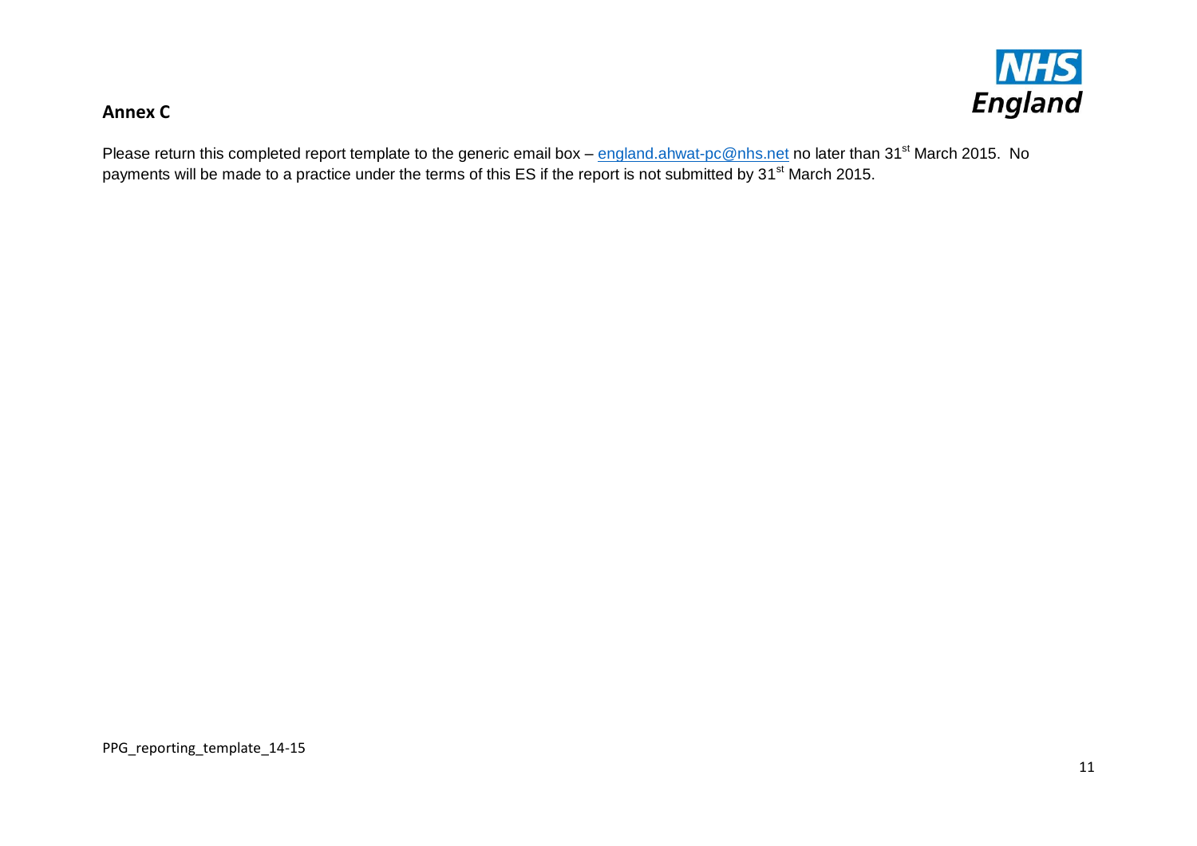**Annex C**

Please return this completed report template to the generic email box – england.ahwat-pc@nhs.net no later than 31st March 2015. No payments will be made to a practice under the terms of this ES if the report is not submitted by 31st March 2015.